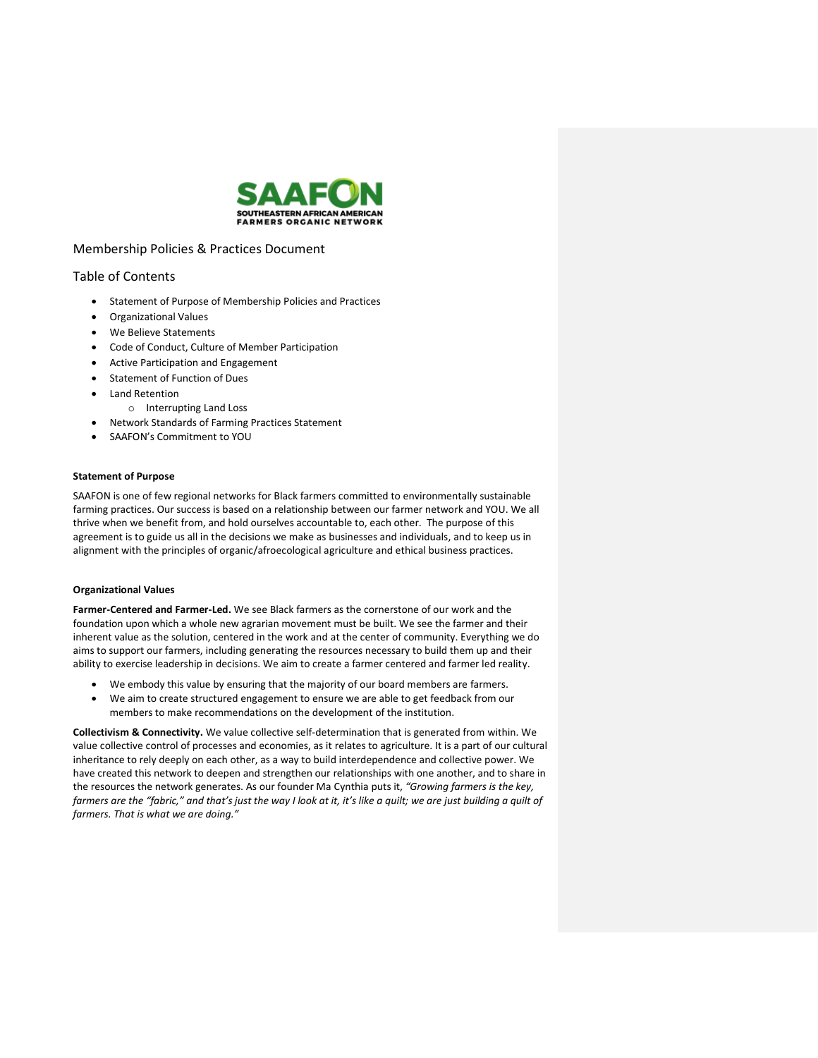SAAFON
SOUTHEASTERN AFRICAN AMERICAN FARMERS ORGANIC NETWORK

# Membership Policies & Practices Document

## Table of Contents

- Statement of Purpose of Membership Policies and Practices
- Organizational Values
- We Believe Statements
- Code of Conduct, Culture of Member Participation
- Active Participation and Engagement
- Statement of Function of Dues
- Land Retention
    - Interrupting Land Loss
- Network Standards of Farming Practices Statement
- SAAFON's Commitment to YOU

**Statement of Purpose**

SAAFON is one of few regional networks for Black farmers committed to environmentally sustainable farming practices. Our success is based on a relationship between our farmer network and YOU. We all thrive when we benefit from, and hold ourselves accountable to, each other. The purpose of this agreement is to guide us all in the decisions we make as businesses and individuals, and to keep us in alignment with the principles of organic/afroecological agriculture and ethical business practices.

**Organizational Values**

**Farmer-Centered and Farmer-Led.** We see Black farmers as the cornerstone of our work and the foundation upon which a whole new agrarian movement must be built. We see the farmer and their inherent value as the solution, centered in the work and at the center of community. Everything we do aims to support our farmers, including generating the resources necessary to build them up and their ability to exercise leadership in decisions. We aim to create a farmer centered and farmer led reality.

- We embody this value by ensuring that the majority of our board members are farmers.
- We aim to create structured engagement to ensure we are able to get feedback from our members to make recommendations on the development of the institution.

**Collectivism & Connectivity.** We value collective self-determination that is generated from within. We value collective control of processes and economies, as it relates to agriculture. It is a part of our cultural inheritance to rely deeply on each other, as a way to build interdependence and collective power. We have created this network to deepen and strengthen our relationships with one another, and to share in the resources the network generates. As our founder Ma Cynthia puts it, *"Growing farmers is the key, farmers are the "fabric," and that's just the way I look at it, it's like a quilt; we are just building a quilt of farmers. That is what we are doing."*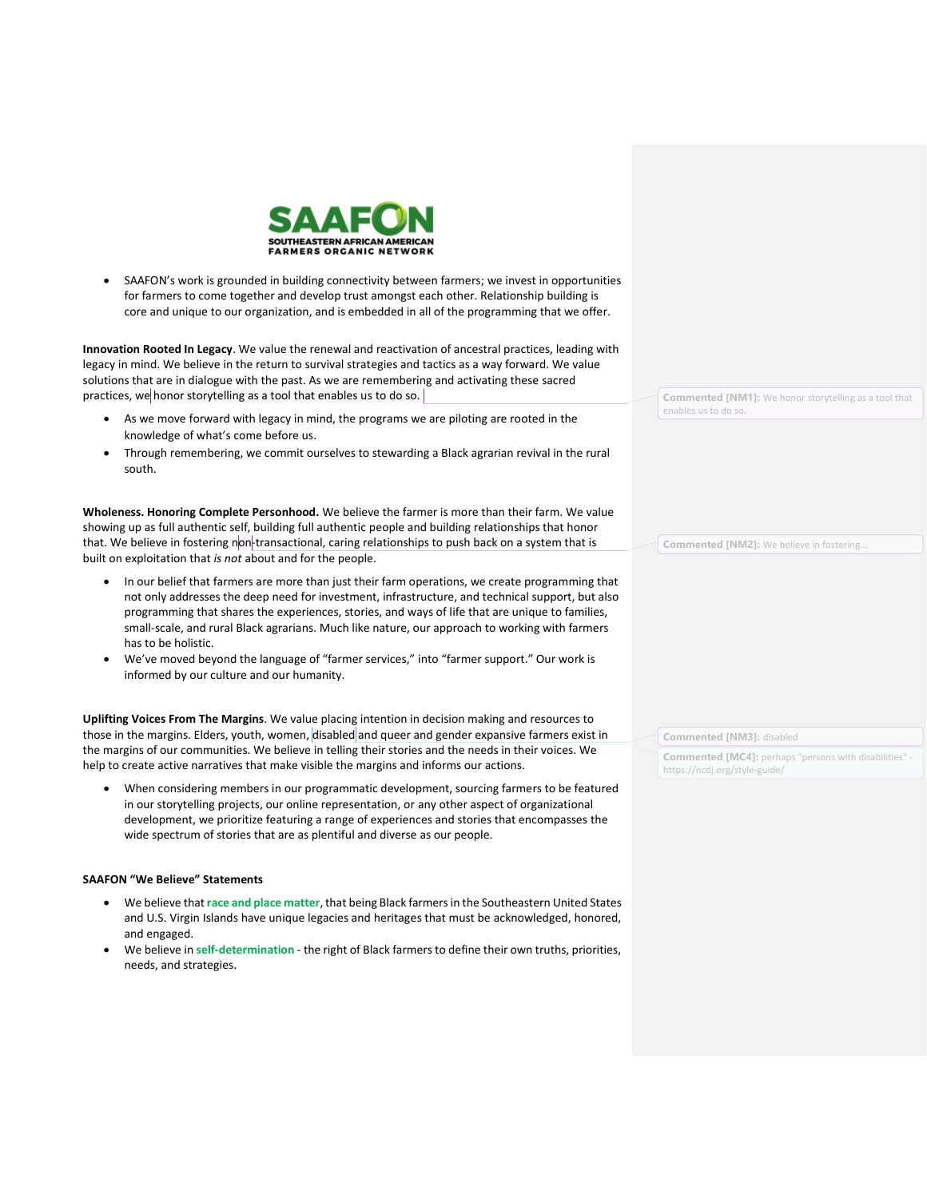- SAAFON's work is grounded in building connectivity between farmers; we invest in opportunities for farmers to come together and develop trust amongst each other. Relationship building is core and unique to our organization, and is embedded in all of the programming that we offer.

**Innovation Rooted In Legacy**. We value the renewal and reactivation of ancestral practices, leading with legacy in mind. We believe in the return to survival strategies and tactics as a way forward. We value solutions that are in dialogue with the past. As we are remembering and activating these sacred practices, we honor storytelling as a tool that enables us to do so.

- As we move forward with legacy in mind, the programs we are piloting are rooted in the knowledge of what's come before us.
- Through remembering, we commit ourselves to stewarding a Black agrarian revival in the rural south.

**Wholeness. Honoring Complete Personhood.** We believe the farmer is more than their farm. We value showing up as full authentic self, building full authentic people and building relationships that honor that. We believe in fostering non-transactional, caring relationships to push back on a system that is built on exploitation that *is not* about and for the people.

- In our belief that farmers are more than just their farm operations, we create programming that not only addresses the deep need for investment, infrastructure, and technical support, but also programming that shares the experiences, stories, and ways of life that are unique to families, small-scale, and rural Black agrarians. Much like nature, our approach to working with farmers has to be holistic.
- We've moved beyond the language of "farmer services," into "farmer support." Our work is informed by our culture and our humanity.

**Uplifting Voices From The Margins**. We value placing intention in decision making and resources to those in the margins. Elders, youth, women, disabled and queer and gender expansive farmers exist in the margins of our communities. We believe in telling their stories and the needs in their voices. We help to create active narratives that make visible the margins and informs our actions.

- When considering members in our programmatic development, sourcing farmers to be featured in our storytelling projects, our online representation, or any other aspect of organizational development, we prioritize featuring a range of experiences and stories that encompasses the wide spectrum of stories that are as plentiful and diverse as our people.

**SAAFON "We Believe" Statements**

- We believe that **race and place matter**, that being Black farmers in the Southeastern United States and U.S. Virgin Islands have unique legacies and heritages that must be acknowledged, honored, and engaged.
- We believe in **self-determination** - the right of Black farmers to define their own truths, priorities, needs, and strategies.

Commented [NM1]: We honor storytelling as a tool that enables us to do so.

Commented [NM2]: We believe in fostering...

Commented [NM3]: disabled

Commented [MC4]: perhaps "persons with disabilities" - https://ncdj.org/style-guide/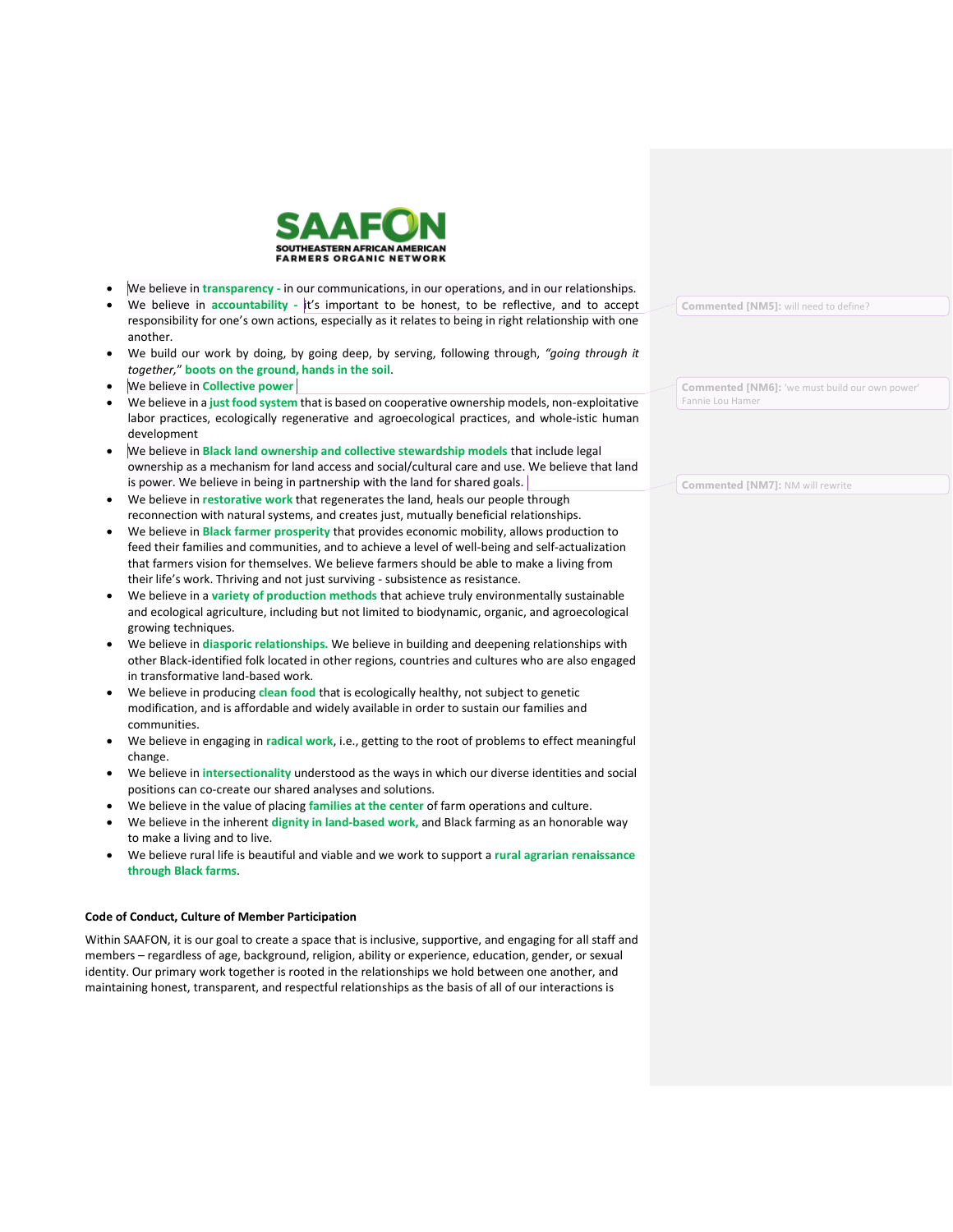- We believe in **transparency** - in our communications, in our operations, and in our relationships.
- We believe in **accountability** - it's important to be honest, to be reflective, and to accept responsibility for one's own actions, especially as it relates to being in right relationship with one another.
- We build our work by doing, by going deep, by serving, following through, *"going through it together,"* **boots on the ground, hands in the soil**.
- We believe in **Collective power**
- We believe in a **just food system** that is based on cooperative ownership models, non-exploitative labor practices, ecologically regenerative and agroecological practices, and whole-istic human development
- We believe in **Black land ownership and collective stewardship models** that include legal ownership as a mechanism for land access and social/cultural care and use. We believe that land is power. We believe in being in partnership with the land for shared goals.
- We believe in **restorative work** that regenerates the land, heals our people through reconnection with natural systems, and creates just, mutually beneficial relationships.
- We believe in **Black farmer prosperity** that provides economic mobility, allows production to feed their families and communities, and to achieve a level of well-being and self-actualization that farmers vision for themselves. We believe farmers should be able to make a living from their life's work. Thriving and not just surviving - subsistence as resistance.
- We believe in a **variety of production methods** that achieve truly environmentally sustainable and ecological agriculture, including but not limited to biodynamic, organic, and agroecological growing techniques.
- We believe in **diasporic relationships.** We believe in building and deepening relationships with other Black-identified folk located in other regions, countries and cultures who are also engaged in transformative land-based work.
- We believe in producing **clean food** that is ecologically healthy, not subject to genetic modification, and is affordable and widely available in order to sustain our families and communities.
- We believe in engaging in **radical work**, i.e., getting to the root of problems to effect meaningful change.
- We believe in **intersectionality** understood as the ways in which our diverse identities and social positions can co-create our shared analyses and solutions.
- We believe in the value of placing **families at the center** of farm operations and culture.
- We believe in the inherent **dignity in land-based work,** and Black farming as an honorable way to make a living and to live.
- We believe rural life is beautiful and viable and we work to support a **rural agrarian renaissance through Black farms**.

**Code of Conduct, Culture of Member Participation**

Within SAAFON, it is our goal to create a space that is inclusive, supportive, and engaging for all staff and members – regardless of age, background, religion, ability or experience, education, gender, or sexual identity. Our primary work together is rooted in the relationships we hold between one another, and maintaining honest, transparent, and respectful relationships as the basis of all of our interactions is

Commented [NM5]: will need to define?

Commented [NM6]: 'we must build our own power' Fannie Lou Hamer

Commented [NM7]: NM will rewrite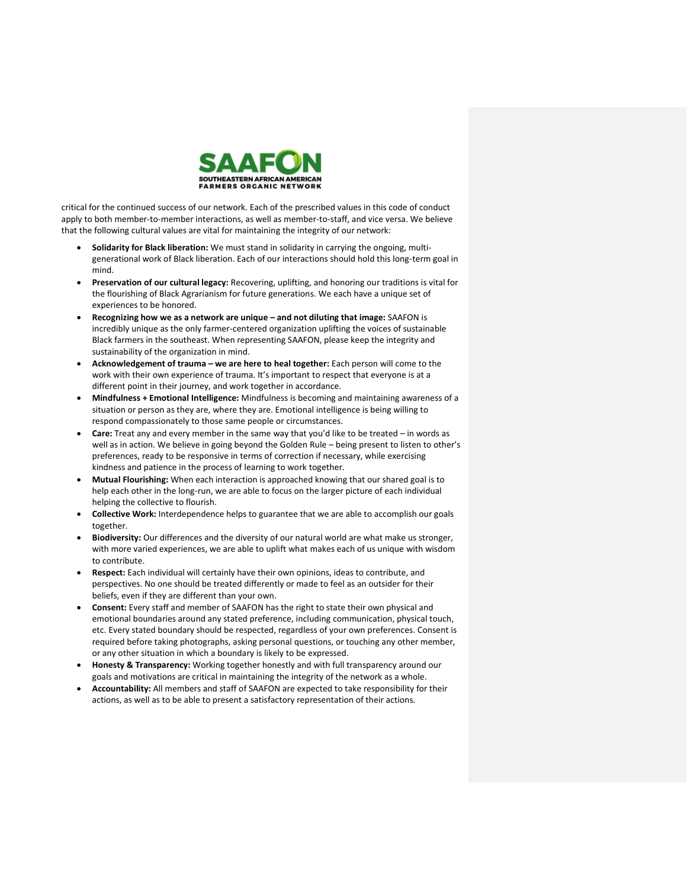critical for the continued success of our network. Each of the prescribed values in this code of conduct apply to both member-to-member interactions, as well as member-to-staff, and vice versa. We believe that the following cultural values are vital for maintaining the integrity of our network:

- **Solidarity for Black liberation:** We must stand in solidarity in carrying the ongoing, multi-generational work of Black liberation. Each of our interactions should hold this long-term goal in mind.
- **Preservation of our cultural legacy:** Recovering, uplifting, and honoring our traditions is vital for the flourishing of Black Agrarianism for future generations. We each have a unique set of experiences to be honored.
- **Recognizing how we as a network are unique – and not diluting that image:** SAAFON is incredibly unique as the only farmer-centered organization uplifting the voices of sustainable Black farmers in the southeast. When representing SAAFON, please keep the integrity and sustainability of the organization in mind.
- **Acknowledgement of trauma – we are here to heal together:** Each person will come to the work with their own experience of trauma. It's important to respect that everyone is at a different point in their journey, and work together in accordance.
- **Mindfulness + Emotional Intelligence:** Mindfulness is becoming and maintaining awareness of a situation or person as they are, where they are. Emotional intelligence is being willing to respond compassionately to those same people or circumstances.
- **Care:** Treat any and every member in the same way that you'd like to be treated – in words as well as in action. We believe in going beyond the Golden Rule – being present to listen to other's preferences, ready to be responsive in terms of correction if necessary, while exercising kindness and patience in the process of learning to work together.
- **Mutual Flourishing:** When each interaction is approached knowing that our shared goal is to help each other in the long-run, we are able to focus on the larger picture of each individual helping the collective to flourish.
- **Collective Work:** Interdependence helps to guarantee that we are able to accomplish our goals together.
- **Biodiversity:** Our differences and the diversity of our natural world are what make us stronger, with more varied experiences, we are able to uplift what makes each of us unique with wisdom to contribute.
- **Respect:** Each individual will certainly have their own opinions, ideas to contribute, and perspectives. No one should be treated differently or made to feel as an outsider for their beliefs, even if they are different than your own.
- **Consent:** Every staff and member of SAAFON has the right to state their own physical and emotional boundaries around any stated preference, including communication, physical touch, etc. Every stated boundary should be respected, regardless of your own preferences. Consent is required before taking photographs, asking personal questions, or touching any other member, or any other situation in which a boundary is likely to be expressed.
- **Honesty & Transparency:** Working together honestly and with full transparency around our goals and motivations are critical in maintaining the integrity of the network as a whole.
- **Accountability:** All members and staff of SAAFON are expected to take responsibility for their actions, as well as to be able to present a satisfactory representation of their actions.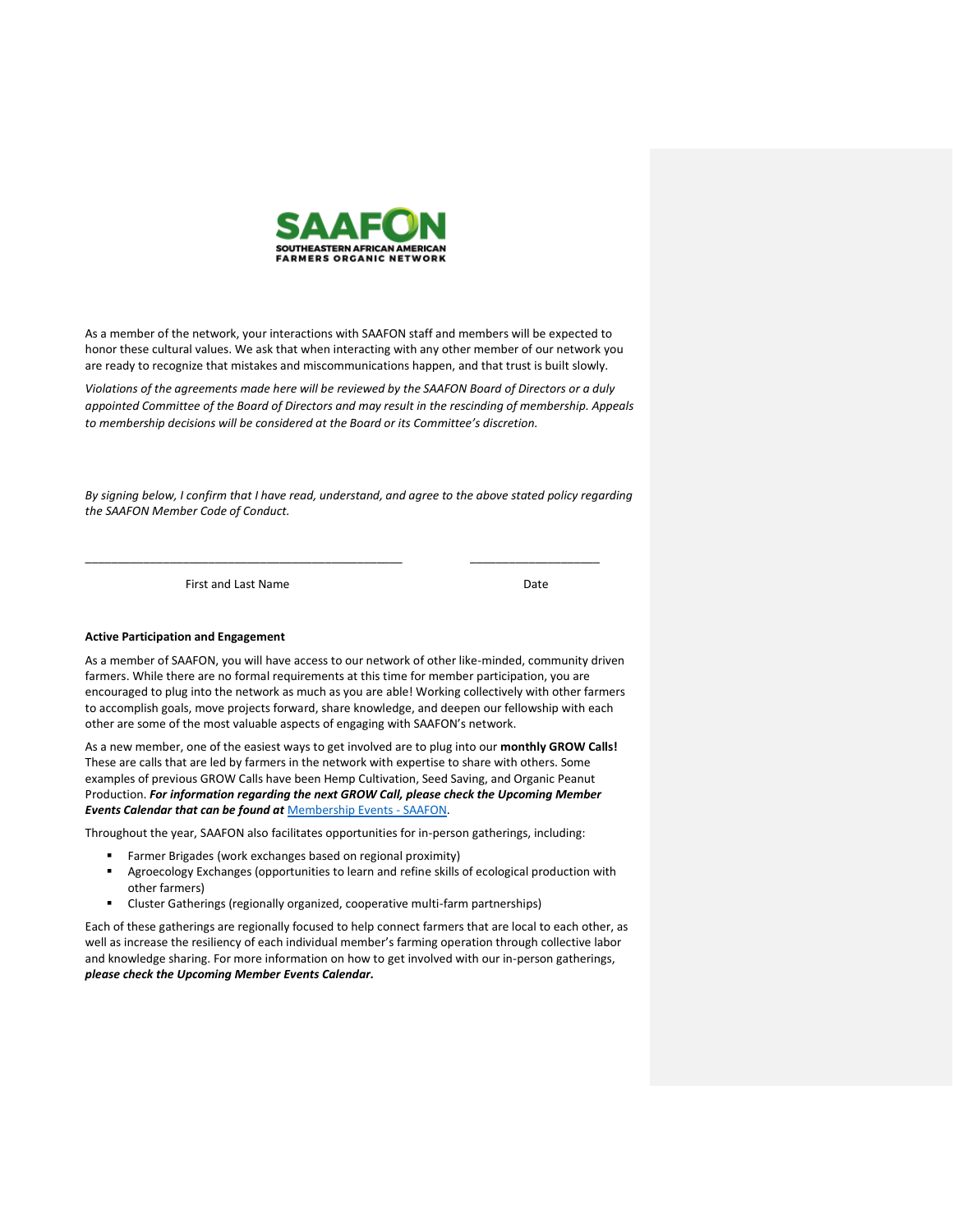SAAFON
SOUTHEASTERN AFRICAN AMERICAN FARMERS ORGANIC NETWORK

As a member of the network, your interactions with SAAFON staff and members will be expected to honor these cultural values. We ask that when interacting with any other member of our network you are ready to recognize that mistakes and miscommunications happen, and that trust is built slowly.

*Violations of the agreements made here will be reviewed by the SAAFON Board of Directors or a duly appointed Committee of the Board of Directors and may result in the rescinding of membership. Appeals to membership decisions will be considered at the Board or its Committee's discretion.*

*By signing below, I confirm that I have read, understand, and agree to the above stated policy regarding the SAAFON Member Code of Conduct.*

\_\_\_\_\_\_\_\_\_\_\_\_\_\_\_\_\_\_\_\_\_\_\_\_\_\_\_\_\_\_\_\_\_\_\_\_\_\_\_\_\_\_\_\_\_\_\_\_ \_\_\_\_\_\_\_\_\_\_\_\_\_\_\_\_\_\_\_\_

First and Last Name Date

**Active Participation and Engagement**

As a member of SAAFON, you will have access to our network of other like-minded, community driven farmers. While there are no formal requirements at this time for member participation, you are encouraged to plug into the network as much as you are able! Working collectively with other farmers to accomplish goals, move projects forward, share knowledge, and deepen our fellowship with each other are some of the most valuable aspects of engaging with SAAFON's network.

As a new member, one of the easiest ways to get involved are to plug into our **monthly GROW Calls!** These are calls that are led by farmers in the network with expertise to share with others. Some examples of previous GROW Calls have been Hemp Cultivation, Seed Saving, and Organic Peanut Production. ***For information regarding the next GROW Call, please check the Upcoming Member Events Calendar that can be found at*** Membership Events - SAAFON.

Throughout the year, SAAFON also facilitates opportunities for in-person gatherings, including:

- Farmer Brigades (work exchanges based on regional proximity)
- Agroecology Exchanges (opportunities to learn and refine skills of ecological production with other farmers)
- Cluster Gatherings (regionally organized, cooperative multi-farm partnerships)

Each of these gatherings are regionally focused to help connect farmers that are local to each other, as well as increase the resiliency of each individual member's farming operation through collective labor and knowledge sharing. For more information on how to get involved with our in-person gatherings, ***please check the Upcoming Member Events Calendar.***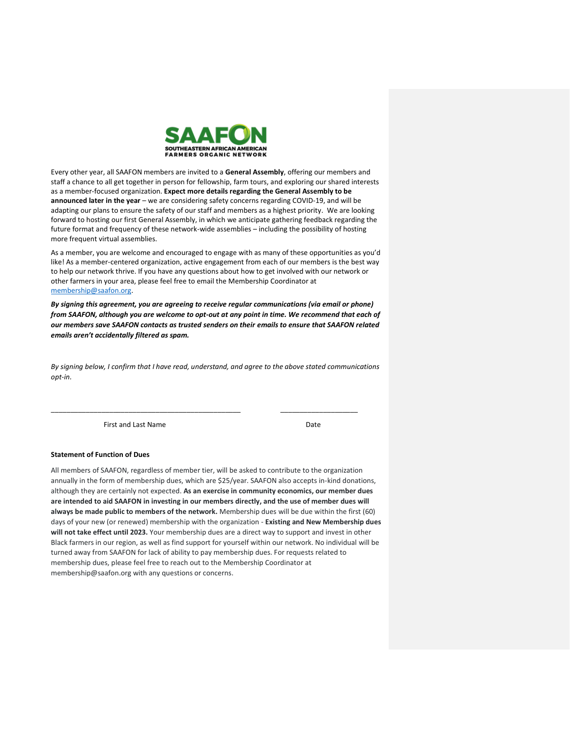SAAFON
SOUTHEASTERN AFRICAN AMERICAN FARMERS ORGANIC NETWORK

Every other year, all SAAFON members are invited to a **General Assembly**, offering our members and staff a chance to all get together in person for fellowship, farm tours, and exploring our shared interests as a member-focused organization. **Expect more details regarding the General Assembly to be announced later in the year** – we are considering safety concerns regarding COVID-19, and will be adapting our plans to ensure the safety of our staff and members as a highest priority. We are looking forward to hosting our first General Assembly, in which we anticipate gathering feedback regarding the future format and frequency of these network-wide assemblies – including the possibility of hosting more frequent virtual assemblies.

As a member, you are welcome and encouraged to engage with as many of these opportunities as you'd like! As a member-centered organization, active engagement from each of our members is the best way to help our network thrive. If you have any questions about how to get involved with our network or other farmers in your area, please feel free to email the Membership Coordinator at membership@saafon.org.

***By signing this agreement, you are agreeing to receive regular communications (via email or phone) from SAAFON, although you are welcome to opt-out at any point in time. We recommend that each of our members save SAAFON contacts as trusted senders on their emails to ensure that SAAFON related emails aren't accidentally filtered as spam.***

*By signing below, I confirm that I have read, understand, and agree to the above stated communications opt-in.*

\_\_\_\_\_\_\_\_\_\_\_\_\_\_\_\_\_\_\_\_\_\_\_\_\_\_\_\_\_\_\_\_\_\_\_\_\_\_\_\_\_\_\_\_\_\_\_\_ \_\_\_\_\_\_\_\_\_\_\_\_\_\_\_\_\_\_\_\_

First and Last Name Date

**Statement of Function of Dues**

All members of SAAFON, regardless of member tier, will be asked to contribute to the organization annually in the form of membership dues, which are $25/year. SAAFON also accepts in-kind donations, although they are certainly not expected. **As an exercise in community economics, our member dues are intended to aid SAAFON in investing in our members directly, and the use of member dues will always be made public to members of the network.** Membership dues will be due within the first (60) days of your new (or renewed) membership with the organization - **Existing and New Membership dues will not take effect until 2023.** Your membership dues are a direct way to support and invest in other Black farmers in our region, as well as find support for yourself within our network. No individual will be turned away from SAAFON for lack of ability to pay membership dues. For requests related to membership dues, please feel free to reach out to the Membership Coordinator at membership@saafon.org with any questions or concerns.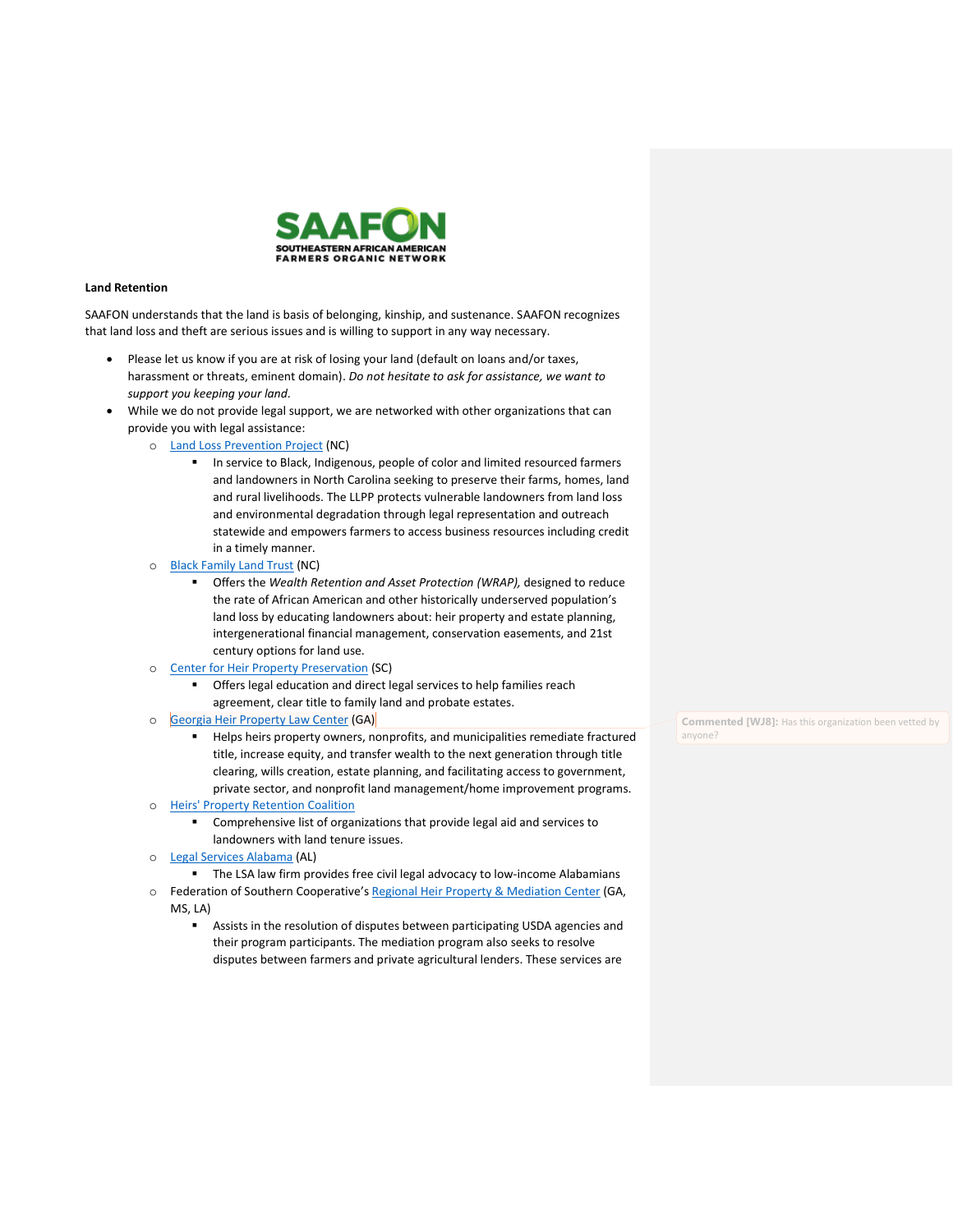**Land Retention**

SAAFON understands that the land is basis of belonging, kinship, and sustenance. SAAFON recognizes that land loss and theft are serious issues and is willing to support in any way necessary.

- Please let us know if you are at risk of losing your land (default on loans and/or taxes, harassment or threats, eminent domain). *Do not hesitate to ask for assistance, we want to support you keeping your land.*
- While we do not provide legal support, we are networked with other organizations that can provide you with legal assistance:
  - Land Loss Prevention Project (NC)
    - In service to Black, Indigenous, people of color and limited resourced farmers and landowners in North Carolina seeking to preserve their farms, homes, land and rural livelihoods. The LLPP protects vulnerable landowners from land loss and environmental degradation through legal representation and outreach statewide and empowers farmers to access business resources including credit in a timely manner.
  - Black Family Land Trust (NC)
    - Offers the *Wealth Retention and Asset Protection (WRAP),* designed to reduce the rate of African American and other historically underserved population's land loss by educating landowners about: heir property and estate planning, intergenerational financial management, conservation easements, and 21st century options for land use.
  - Center for Heir Property Preservation (SC)
    - Offers legal education and direct legal services to help families reach agreement, clear title to family land and probate estates.
  - Georgia Heir Property Law Center (GA)
    - Helps heirs property owners, nonprofits, and municipalities remediate fractured title, increase equity, and transfer wealth to the next generation through title clearing, wills creation, estate planning, and facilitating access to government, private sector, and nonprofit land management/home improvement programs.
  - Heirs' Property Retention Coalition
    - Comprehensive list of organizations that provide legal aid and services to landowners with land tenure issues.
  - Legal Services Alabama (AL)
    - The LSA law firm provides free civil legal advocacy to low-income Alabamians
  - Federation of Southern Cooperative's Regional Heir Property & Mediation Center (GA, MS, LA)
    - Assists in the resolution of disputes between participating USDA agencies and their program participants. The mediation program also seeks to resolve disputes between farmers and private agricultural lenders. These services are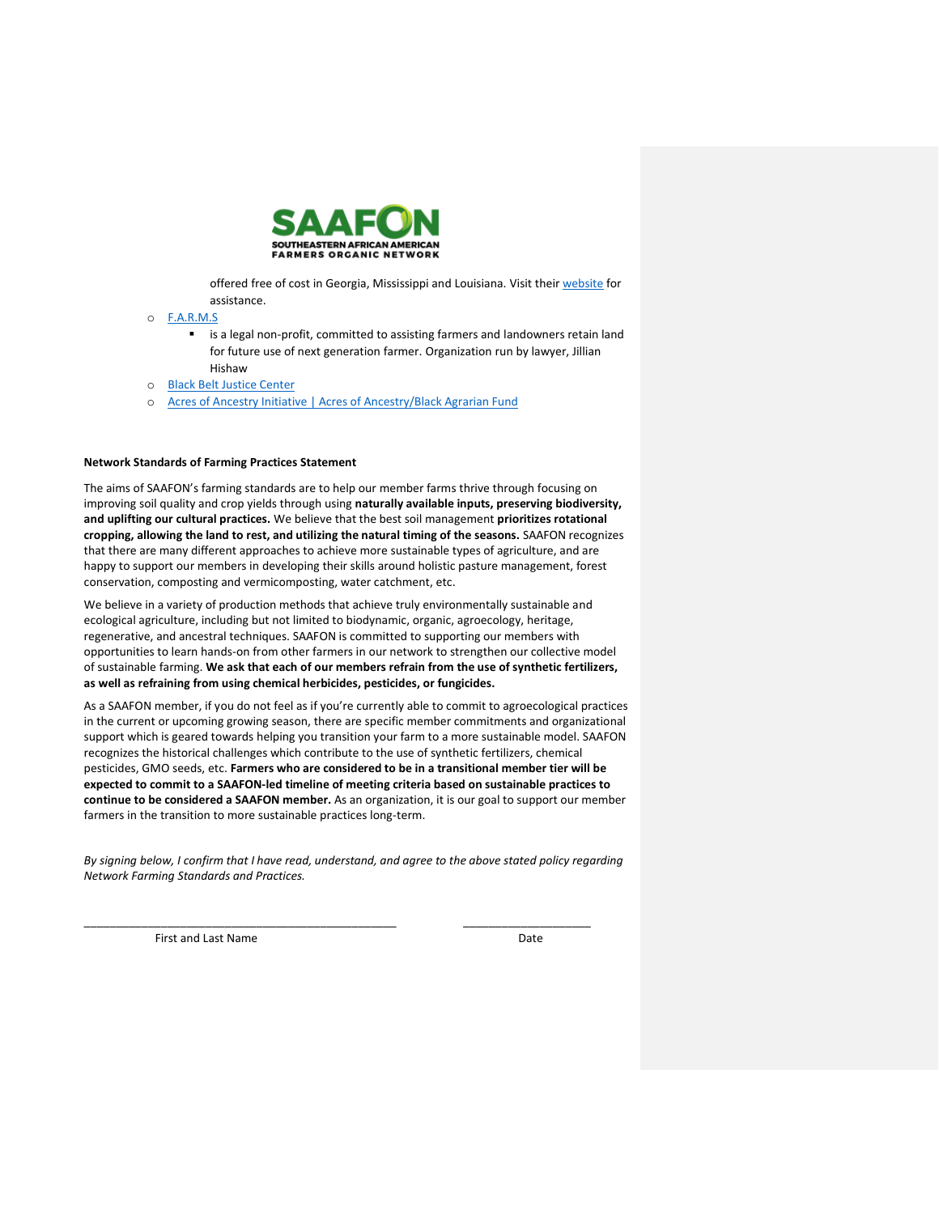offered free of cost in Georgia, Mississippi and Louisiana. Visit their website for assistance.

- F.A.R.M.S
  - is a legal non-profit, committed to assisting farmers and landowners retain land for future use of next generation farmer. Organization run by lawyer, Jillian Hishaw
- Black Belt Justice Center
- Acres of Ancestry Initiative | Acres of Ancestry/Black Agrarian Fund

**Network Standards of Farming Practices Statement**

The aims of SAAFON's farming standards are to help our member farms thrive through focusing on improving soil quality and crop yields through using **naturally available inputs, preserving biodiversity, and uplifting our cultural practices.** We believe that the best soil management **prioritizes rotational cropping, allowing the land to rest, and utilizing the natural timing of the seasons.** SAAFON recognizes that there are many different approaches to achieve more sustainable types of agriculture, and are happy to support our members in developing their skills around holistic pasture management, forest conservation, composting and vermicomposting, water catchment, etc.

We believe in a variety of production methods that achieve truly environmentally sustainable and ecological agriculture, including but not limited to biodynamic, organic, agroecology, heritage, regenerative, and ancestral techniques. SAAFON is committed to supporting our members with opportunities to learn hands-on from other farmers in our network to strengthen our collective model of sustainable farming. **We ask that each of our members refrain from the use of synthetic fertilizers, as well as refraining from using chemical herbicides, pesticides, or fungicides.**

As a SAAFON member, if you do not feel as if you're currently able to commit to agroecological practices in the current or upcoming growing season, there are specific member commitments and organizational support which is geared towards helping you transition your farm to a more sustainable model. SAAFON recognizes the historical challenges which contribute to the use of synthetic fertilizers, chemical pesticides, GMO seeds, etc. **Farmers who are considered to be in a transitional member tier will be expected to commit to a SAAFON-led timeline of meeting criteria based on sustainable practices to continue to be considered a SAAFON member.** As an organization, it is our goal to support our member farmers in the transition to more sustainable practices long-term.

*By signing below, I confirm that I have read, understand, and agree to the above stated policy regarding Network Farming Standards and Practices.*

\_\_\_\_\_\_\_\_\_\_\_\_\_\_\_\_\_\_\_\_\_\_\_\_\_\_\_\_\_\_\_\_\_\_\_\_\_\_\_\_\_\_\_\_\_\_ \_\_\_\_\_\_\_\_\_\_\_\_\_\_\_\_\_\_\_\_

First and Last Name Date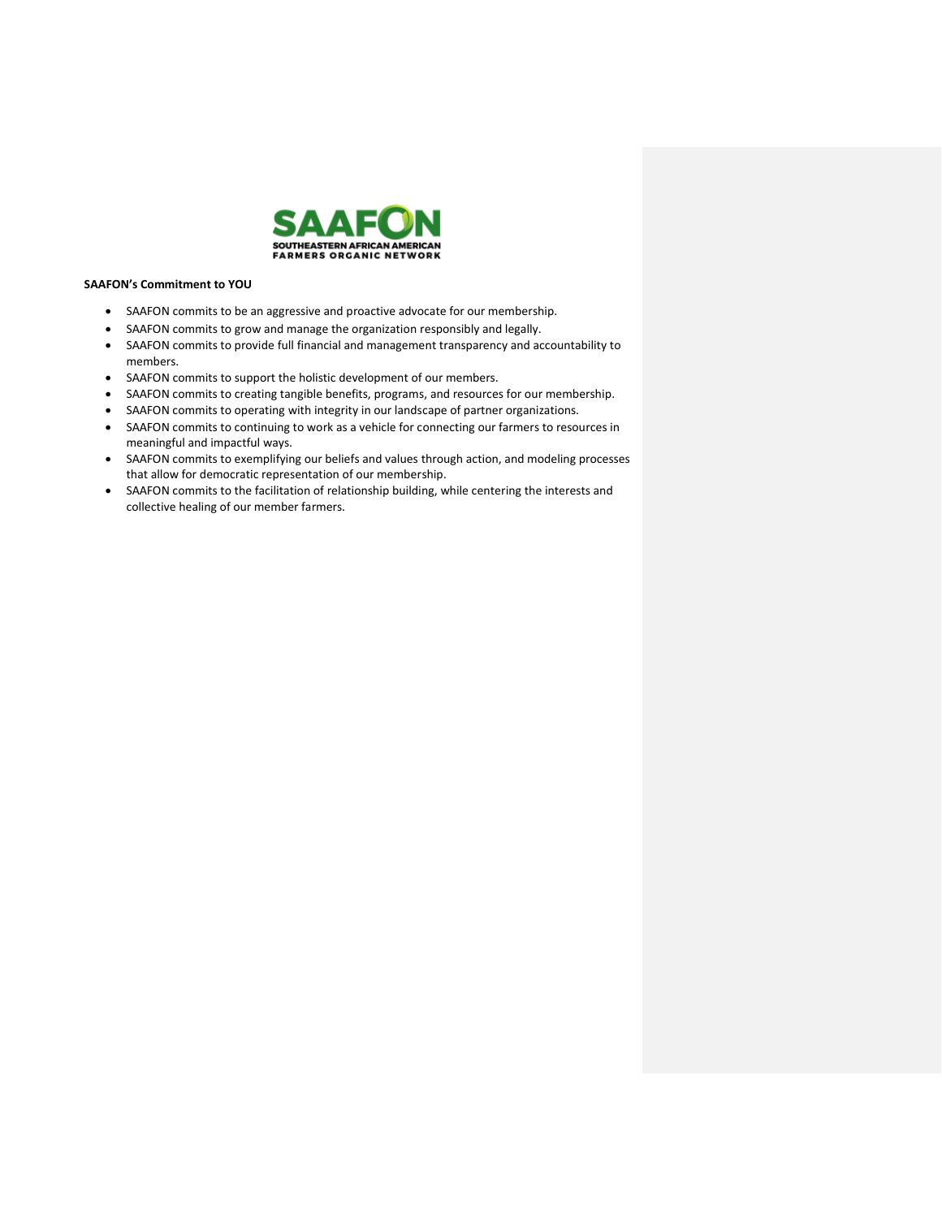**SAAFON's Commitment to YOU**

- SAAFON commits to be an aggressive and proactive advocate for our membership.
- SAAFON commits to grow and manage the organization responsibly and legally.
- SAAFON commits to provide full financial and management transparency and accountability to members.
- SAAFON commits to support the holistic development of our members.
- SAAFON commits to creating tangible benefits, programs, and resources for our membership.
- SAAFON commits to operating with integrity in our landscape of partner organizations.
- SAAFON commits to continuing to work as a vehicle for connecting our farmers to resources in meaningful and impactful ways.
- SAAFON commits to exemplifying our beliefs and values through action, and modeling processes that allow for democratic representation of our membership.
- SAAFON commits to the facilitation of relationship building, while centering the interests and collective healing of our member farmers.